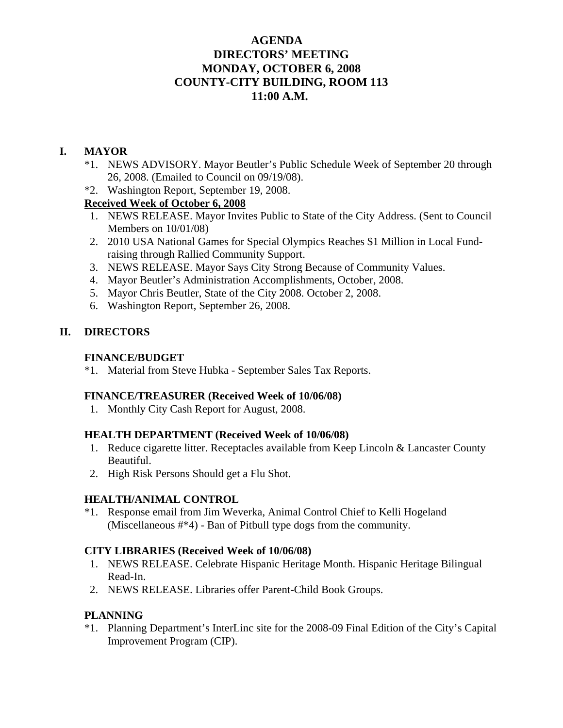# AGENDA
# DIRECTORS' MEETING
# MONDAY, OCTOBER 6, 2008
# COUNTY-CITY BUILDING, ROOM 113
# 11:00 A.M.

## I. MAYOR

*1. NEWS ADVISORY. Mayor Beutler's Public Schedule Week of September 20 through 26, 2008. (Emailed to Council on 09/19/08).

*2. Washington Report, September 19, 2008.

**Received Week of October 6, 2008**

1. NEWS RELEASE. Mayor Invites Public to State of the City Address. (Sent to Council Members on 10/01/08)
2. 2010 USA National Games for Special Olympics Reaches $1 Million in Local Fund-raising through Rallied Community Support.
3. NEWS RELEASE. Mayor Says City Strong Because of Community Values.
4. Mayor Beutler's Administration Accomplishments, October, 2008.
5. Mayor Chris Beutler, State of the City 2008. October 2, 2008.
6. Washington Report, September 26, 2008.

## II. DIRECTORS

### FINANCE/BUDGET

*1. Material from Steve Hubka - September Sales Tax Reports.

### FINANCE/TREASURER (Received Week of 10/06/08)

1. Monthly City Cash Report for August, 2008.

### HEALTH DEPARTMENT (Received Week of 10/06/08)

1. Reduce cigarette litter. Receptacles available from Keep Lincoln & Lancaster County Beautiful.
2. High Risk Persons Should get a Flu Shot.

### HEALTH/ANIMAL CONTROL

*1. Response email from Jim Weverka, Animal Control Chief to Kelli Hogeland (Miscellaneous #*4) - Ban of Pitbull type dogs from the community.

### CITY LIBRARIES (Received Week of 10/06/08)

1. NEWS RELEASE. Celebrate Hispanic Heritage Month. Hispanic Heritage Bilingual Read-In.
2. NEWS RELEASE. Libraries offer Parent-Child Book Groups.

### PLANNING

*1. Planning Department's InterLinc site for the 2008-09 Final Edition of the City's Capital Improvement Program (CIP).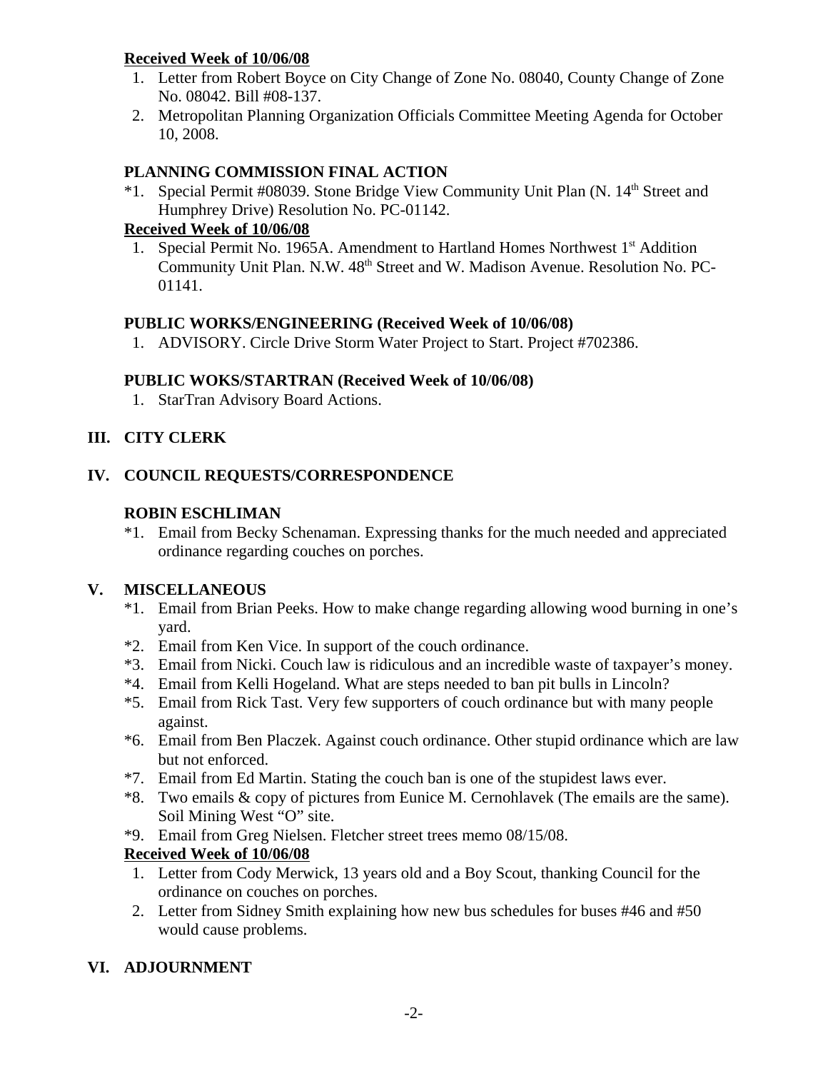**Received Week of 10/06/08**

1. Letter from Robert Boyce on City Change of Zone No. 08040, County Change of Zone No. 08042. Bill #08-137.
2. Metropolitan Planning Organization Officials Committee Meeting Agenda for October 10, 2008.

**PLANNING COMMISSION FINAL ACTION**

*1. Special Permit #08039. Stone Bridge View Community Unit Plan (N. 14th Street and Humphrey Drive) Resolution No. PC-01142.

**Received Week of 10/06/08**

1. Special Permit No. 1965A. Amendment to Hartland Homes Northwest 1st Addition Community Unit Plan. N.W. 48th Street and W. Madison Avenue. Resolution No. PC-01141.

**PUBLIC WORKS/ENGINEERING (Received Week of 10/06/08)**

1. ADVISORY. Circle Drive Storm Water Project to Start. Project #702386.

**PUBLIC WOKS/STARTRAN (Received Week of 10/06/08)**

1. StarTran Advisory Board Actions.

## III. CITY CLERK

## IV. COUNCIL REQUESTS/CORRESPONDENCE

**ROBIN ESCHLIMAN**

*1. Email from Becky Schenaman. Expressing thanks for the much needed and appreciated ordinance regarding couches on porches.

## V. MISCELLANEOUS

*1. Email from Brian Peeks. How to make change regarding allowing wood burning in one's yard.
*2. Email from Ken Vice. In support of the couch ordinance.
*3. Email from Nicki. Couch law is ridiculous and an incredible waste of taxpayer's money.
*4. Email from Kelli Hogeland. What are steps needed to ban pit bulls in Lincoln?
*5. Email from Rick Tast. Very few supporters of couch ordinance but with many people against.
*6. Email from Ben Placzek. Against couch ordinance. Other stupid ordinance which are law but not enforced.
*7. Email from Ed Martin. Stating the couch ban is one of the stupidest laws ever.
*8. Two emails & copy of pictures from Eunice M. Cernohlavek (The emails are the same). Soil Mining West "O" site.
*9. Email from Greg Nielsen. Fletcher street trees memo 08/15/08.

**Received Week of 10/06/08**

1. Letter from Cody Merwick, 13 years old and a Boy Scout, thanking Council for the ordinance on couches on porches.
2. Letter from Sidney Smith explaining how new bus schedules for buses #46 and #50 would cause problems.

## VI. ADJOURNMENT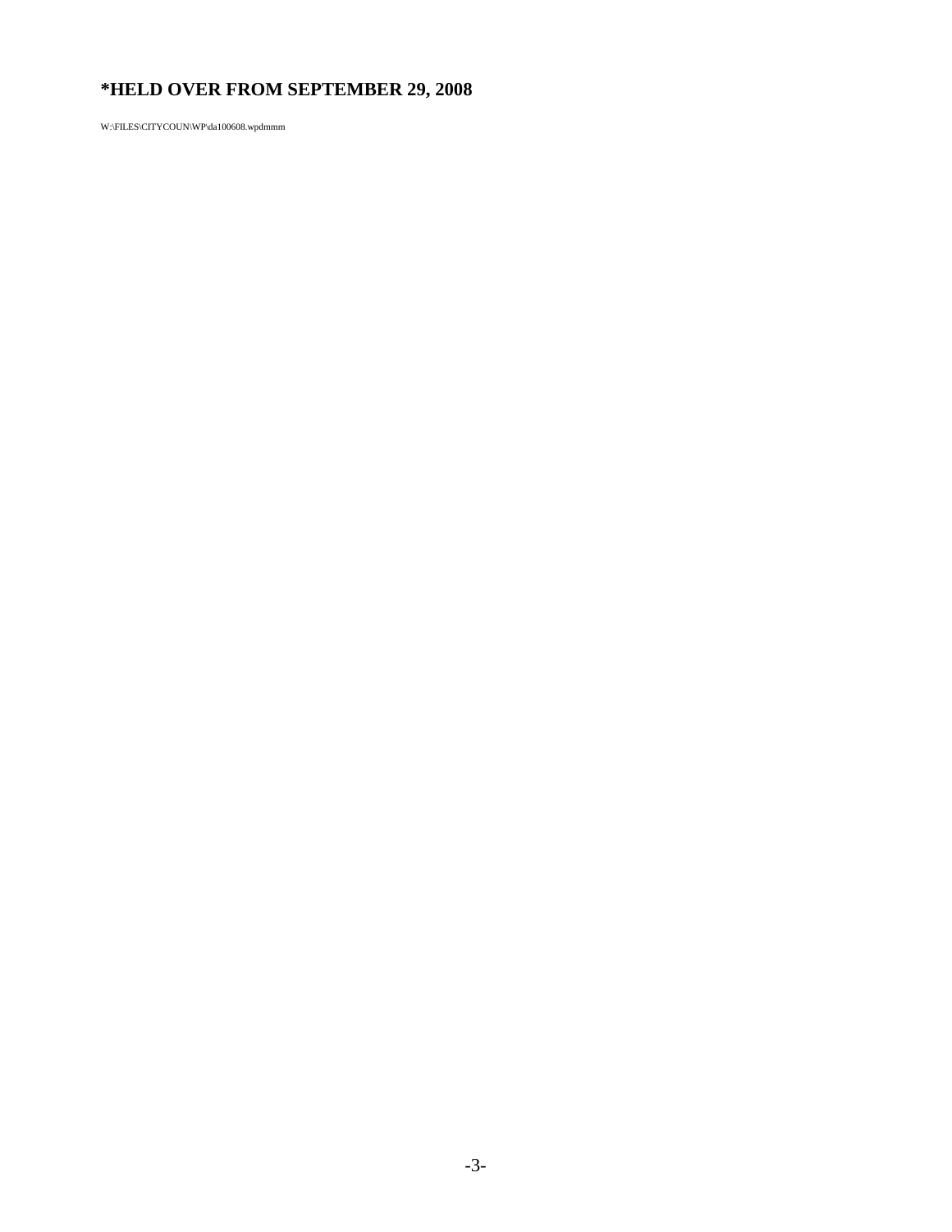**\*HELD OVER FROM SEPTEMBER 29, 2008**

W:\FILES\CITYCOUN\WP\da100608.wpdmmm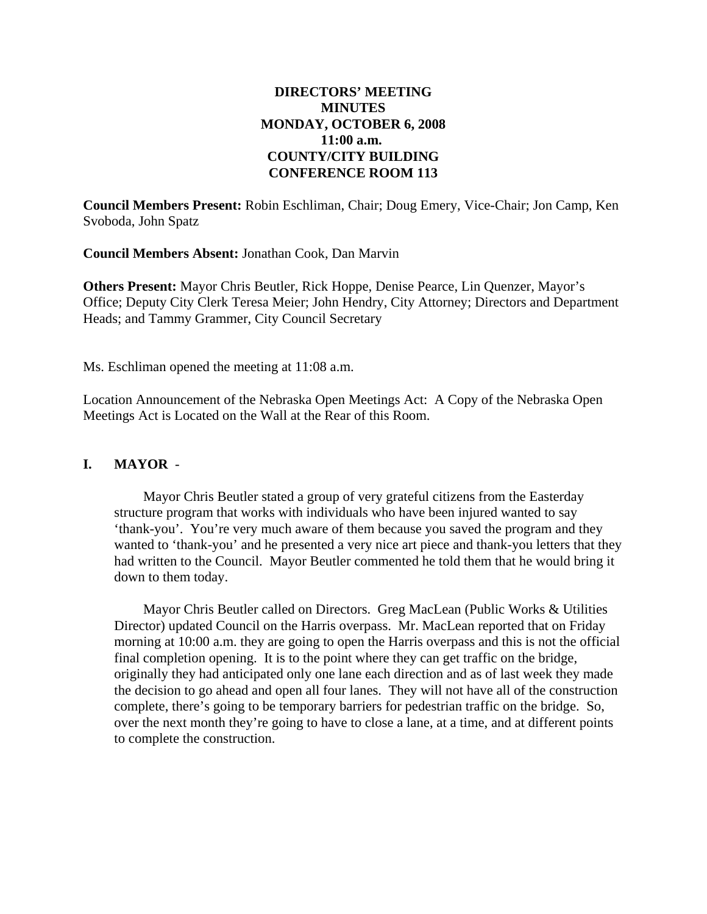**DIRECTORS' MEETING**
**MINUTES**
**MONDAY, OCTOBER 6, 2008**
**11:00 a.m.**
**COUNTY/CITY BUILDING**
**CONFERENCE ROOM 113**

**Council Members Present:** Robin Eschliman, Chair; Doug Emery, Vice-Chair; Jon Camp, Ken Svoboda, John Spatz

**Council Members Absent:** Jonathan Cook, Dan Marvin

**Others Present:** Mayor Chris Beutler, Rick Hoppe, Denise Pearce, Lin Quenzer, Mayor's Office; Deputy City Clerk Teresa Meier; John Hendry, City Attorney; Directors and Department Heads; and Tammy Grammer, City Council Secretary

Ms. Eschliman opened the meeting at 11:08 a.m.

Location Announcement of the Nebraska Open Meetings Act: A Copy of the Nebraska Open Meetings Act is Located on the Wall at the Rear of this Room.

## I. MAYOR -

Mayor Chris Beutler stated a group of very grateful citizens from the Easterday structure program that works with individuals who have been injured wanted to say 'thank-you'. You're very much aware of them because you saved the program and they wanted to 'thank-you' and he presented a very nice art piece and thank-you letters that they had written to the Council. Mayor Beutler commented he told them that he would bring it down to them today.

Mayor Chris Beutler called on Directors. Greg MacLean (Public Works & Utilities Director) updated Council on the Harris overpass. Mr. MacLean reported that on Friday morning at 10:00 a.m. they are going to open the Harris overpass and this is not the official final completion opening. It is to the point where they can get traffic on the bridge, originally they had anticipated only one lane each direction and as of last week they made the decision to go ahead and open all four lanes. They will not have all of the construction complete, there's going to be temporary barriers for pedestrian traffic on the bridge. So, over the next month they're going to have to close a lane, at a time, and at different points to complete the construction.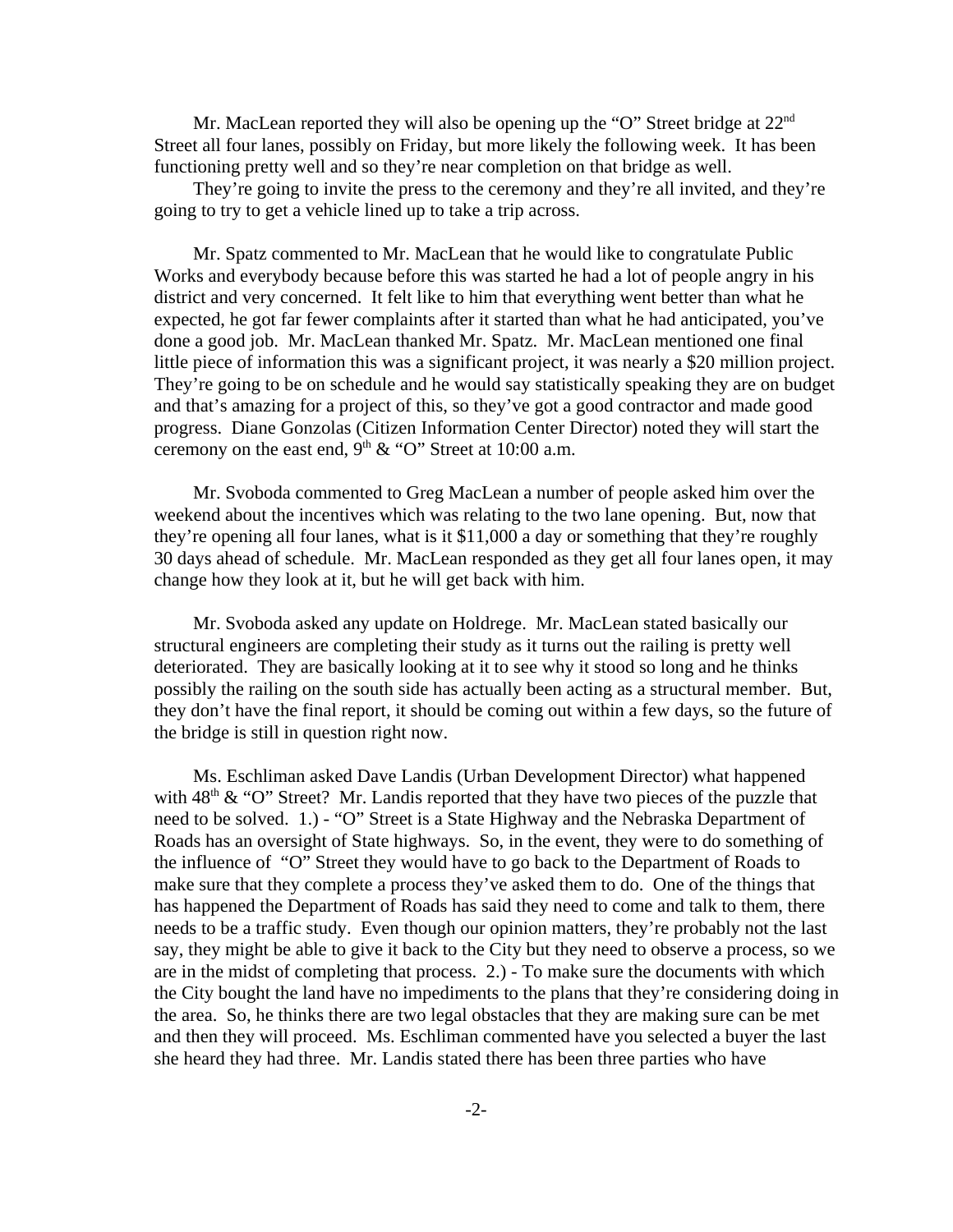Mr. MacLean reported they will also be opening up the "O" Street bridge at 22nd Street all four lanes, possibly on Friday, but more likely the following week. It has been functioning pretty well and so they're near completion on that bridge as well.

They're going to invite the press to the ceremony and they're all invited, and they're going to try to get a vehicle lined up to take a trip across.

Mr. Spatz commented to Mr. MacLean that he would like to congratulate Public Works and everybody because before this was started he had a lot of people angry in his district and very concerned. It felt like to him that everything went better than what he expected, he got far fewer complaints after it started than what he had anticipated, you've done a good job. Mr. MacLean thanked Mr. Spatz. Mr. MacLean mentioned one final little piece of information this was a significant project, it was nearly a $20 million project. They're going to be on schedule and he would say statistically speaking they are on budget and that's amazing for a project of this, so they've got a good contractor and made good progress. Diane Gonzolas (Citizen Information Center Director) noted they will start the ceremony on the east end, 9th & "O" Street at 10:00 a.m.

Mr. Svoboda commented to Greg MacLean a number of people asked him over the weekend about the incentives which was relating to the two lane opening. But, now that they're opening all four lanes, what is it $11,000 a day or something that they're roughly 30 days ahead of schedule. Mr. MacLean responded as they get all four lanes open, it may change how they look at it, but he will get back with him.

Mr. Svoboda asked any update on Holdrege. Mr. MacLean stated basically our structural engineers are completing their study as it turns out the railing is pretty well deteriorated. They are basically looking at it to see why it stood so long and he thinks possibly the railing on the south side has actually been acting as a structural member. But, they don't have the final report, it should be coming out within a few days, so the future of the bridge is still in question right now.

Ms. Eschliman asked Dave Landis (Urban Development Director) what happened with 48th & "O" Street? Mr. Landis reported that they have two pieces of the puzzle that need to be solved. 1.) - "O" Street is a State Highway and the Nebraska Department of Roads has an oversight of State highways. So, in the event, they were to do something of the influence of "O" Street they would have to go back to the Department of Roads to make sure that they complete a process they've asked them to do. One of the things that has happened the Department of Roads has said they need to come and talk to them, there needs to be a traffic study. Even though our opinion matters, they're probably not the last say, they might be able to give it back to the City but they need to observe a process, so we are in the midst of completing that process. 2.) - To make sure the documents with which the City bought the land have no impediments to the plans that they're considering doing in the area. So, he thinks there are two legal obstacles that they are making sure can be met and then they will proceed. Ms. Eschliman commented have you selected a buyer the last she heard they had three. Mr. Landis stated there has been three parties who have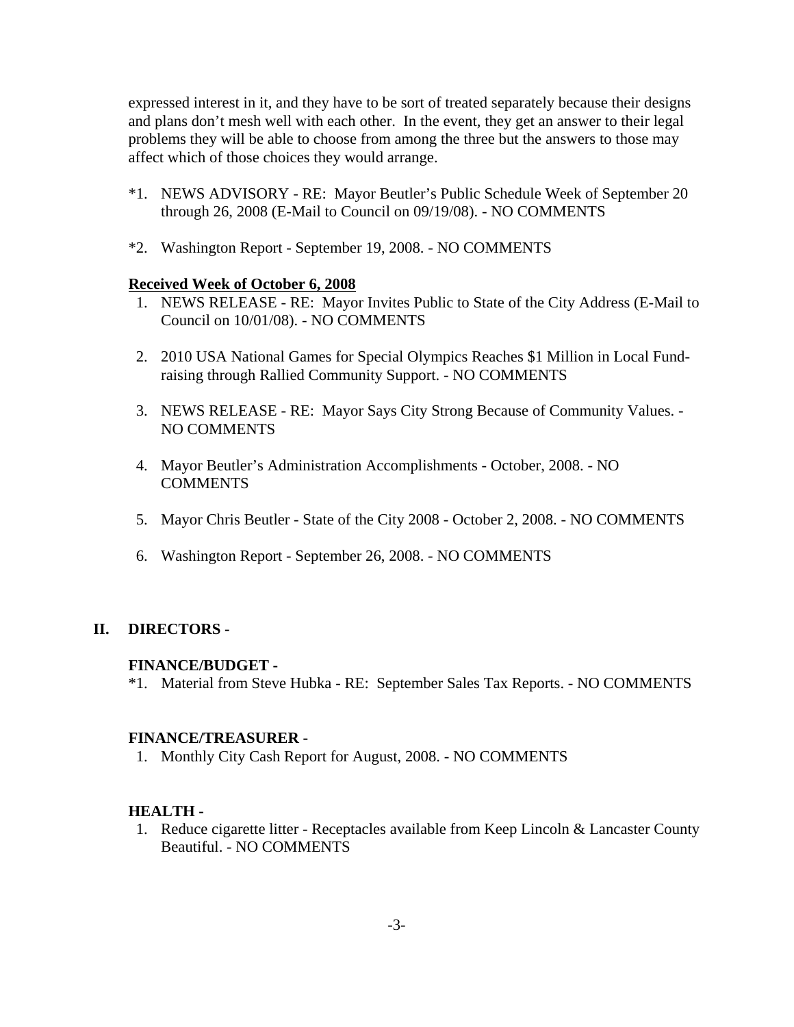expressed interest in it, and they have to be sort of treated separately because their designs and plans don't mesh well with each other. In the event, they get an answer to their legal problems they will be able to choose from among the three but the answers to those may affect which of those choices they would arrange.

*1. NEWS ADVISORY - RE: Mayor Beutler's Public Schedule Week of September 20 through 26, 2008 (E-Mail to Council on 09/19/08). - NO COMMENTS

*2. Washington Report - September 19, 2008. - NO COMMENTS

**Received Week of October 6, 2008**

1. NEWS RELEASE - RE: Mayor Invites Public to State of the City Address (E-Mail to Council on 10/01/08). - NO COMMENTS

2. 2010 USA National Games for Special Olympics Reaches $1 Million in Local Fund-raising through Rallied Community Support. - NO COMMENTS

3. NEWS RELEASE - RE: Mayor Says City Strong Because of Community Values. - NO COMMENTS

4. Mayor Beutler's Administration Accomplishments - October, 2008. - NO COMMENTS

5. Mayor Chris Beutler - State of the City 2008 - October 2, 2008. - NO COMMENTS

6. Washington Report - September 26, 2008. - NO COMMENTS

## II. DIRECTORS -

**FINANCE/BUDGET -**

*1. Material from Steve Hubka - RE: September Sales Tax Reports. - NO COMMENTS

**FINANCE/TREASURER -**

1. Monthly City Cash Report for August, 2008. - NO COMMENTS

**HEALTH -**

1. Reduce cigarette litter - Receptacles available from Keep Lincoln & Lancaster County Beautiful. - NO COMMENTS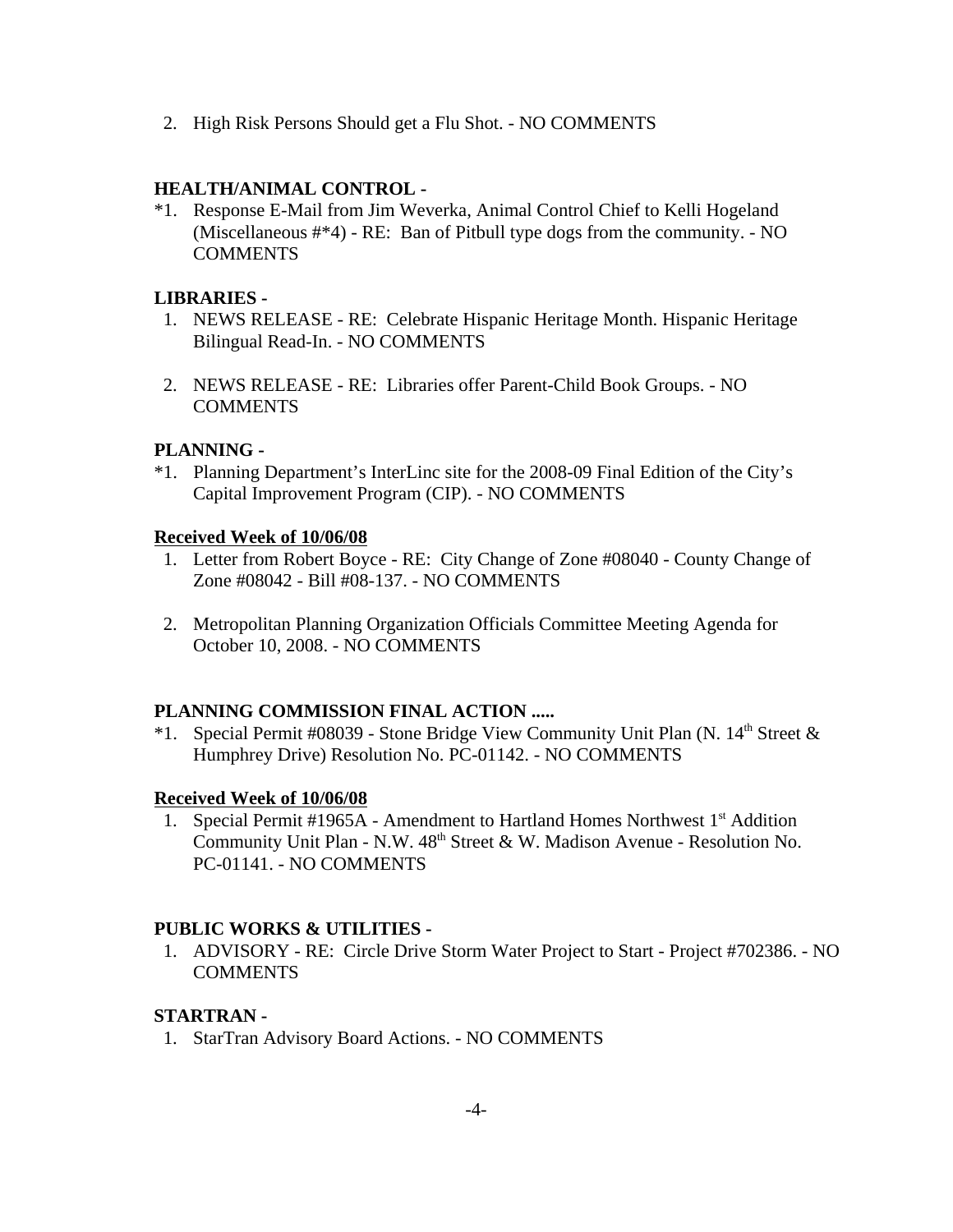2. High Risk Persons Should get a Flu Shot. - NO COMMENTS

**HEALTH/ANIMAL CONTROL -**

*1. Response E-Mail from Jim Weverka, Animal Control Chief to Kelli Hogeland (Miscellaneous #*4) - RE: Ban of Pitbull type dogs from the community. - NO COMMENTS

**LIBRARIES -**

1. NEWS RELEASE - RE: Celebrate Hispanic Heritage Month. Hispanic Heritage Bilingual Read-In. - NO COMMENTS

2. NEWS RELEASE - RE: Libraries offer Parent-Child Book Groups. - NO COMMENTS

**PLANNING -**

*1. Planning Department's InterLinc site for the 2008-09 Final Edition of the City's Capital Improvement Program (CIP). - NO COMMENTS

**Received Week of 10/06/08**

1. Letter from Robert Boyce - RE: City Change of Zone #08040 - County Change of Zone #08042 - Bill #08-137. - NO COMMENTS

2. Metropolitan Planning Organization Officials Committee Meeting Agenda for October 10, 2008. - NO COMMENTS

**PLANNING COMMISSION FINAL ACTION .....**

*1. Special Permit #08039 - Stone Bridge View Community Unit Plan (N. 14th Street & Humphrey Drive) Resolution No. PC-01142. - NO COMMENTS

**Received Week of 10/06/08**

1. Special Permit #1965A - Amendment to Hartland Homes Northwest 1st Addition Community Unit Plan - N.W. 48th Street & W. Madison Avenue - Resolution No. PC-01141. - NO COMMENTS

**PUBLIC WORKS & UTILITIES -**

1. ADVISORY - RE: Circle Drive Storm Water Project to Start - Project #702386. - NO COMMENTS

**STARTRAN -**

1. StarTran Advisory Board Actions. - NO COMMENTS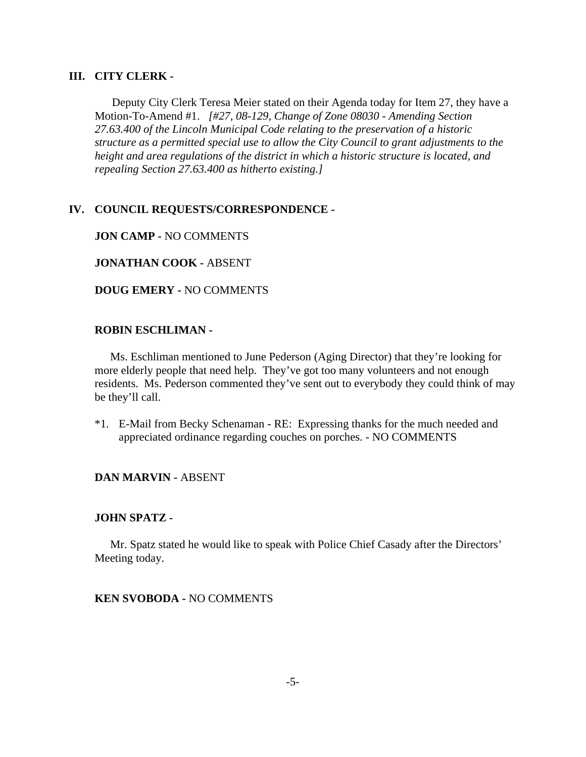## III. CITY CLERK -

Deputy City Clerk Teresa Meier stated on their Agenda today for Item 27, they have a Motion-To-Amend #1. *[#27, 08-129, Change of Zone 08030 - Amending Section 27.63.400 of the Lincoln Municipal Code relating to the preservation of a historic structure as a permitted special use to allow the City Council to grant adjustments to the height and area regulations of the district in which a historic structure is located, and repealing Section 27.63.400 as hitherto existing.]*

## IV. COUNCIL REQUESTS/CORRESPONDENCE -

**JON CAMP -** NO COMMENTS

**JONATHAN COOK -** ABSENT

**DOUG EMERY -** NO COMMENTS

**ROBIN ESCHLIMAN -**

Ms. Eschliman mentioned to June Pederson (Aging Director) that they're looking for more elderly people that need help. They've got too many volunteers and not enough residents. Ms. Pederson commented they've sent out to everybody they could think of may be they'll call.

*1. E-Mail from Becky Schenaman - RE: Expressing thanks for the much needed and appreciated ordinance regarding couches on porches. - NO COMMENTS

**DAN MARVIN -** ABSENT

**JOHN SPATZ -**

Mr. Spatz stated he would like to speak with Police Chief Casady after the Directors' Meeting today.

**KEN SVOBODA -** NO COMMENTS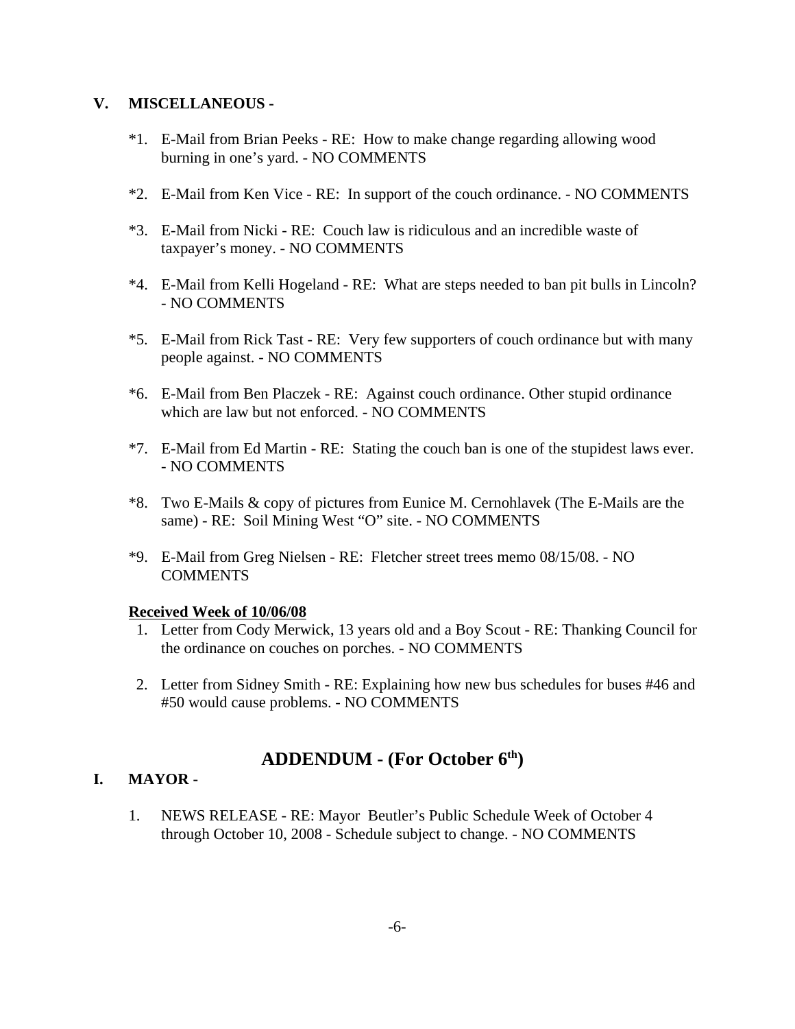## V. MISCELLANEOUS -

*1. E-Mail from Brian Peeks - RE: How to make change regarding allowing wood burning in one's yard. - NO COMMENTS

*2. E-Mail from Ken Vice - RE: In support of the couch ordinance. - NO COMMENTS

*3. E-Mail from Nicki - RE: Couch law is ridiculous and an incredible waste of taxpayer's money. - NO COMMENTS

*4. E-Mail from Kelli Hogeland - RE: What are steps needed to ban pit bulls in Lincoln? - NO COMMENTS

*5. E-Mail from Rick Tast - RE: Very few supporters of couch ordinance but with many people against. - NO COMMENTS

*6. E-Mail from Ben Placzek - RE: Against couch ordinance. Other stupid ordinance which are law but not enforced. - NO COMMENTS

*7. E-Mail from Ed Martin - RE: Stating the couch ban is one of the stupidest laws ever. - NO COMMENTS

*8. Two E-Mails & copy of pictures from Eunice M. Cernohlavek (The E-Mails are the same) - RE: Soil Mining West "O" site. - NO COMMENTS

*9. E-Mail from Greg Nielsen - RE: Fletcher street trees memo 08/15/08. - NO COMMENTS

**Received Week of 10/06/08**

1. Letter from Cody Merwick, 13 years old and a Boy Scout - RE: Thanking Council for the ordinance on couches on porches. - NO COMMENTS

2. Letter from Sidney Smith - RE: Explaining how new bus schedules for buses #46 and #50 would cause problems. - NO COMMENTS

# ADDENDUM - (For October 6th)

## I. MAYOR -

1. NEWS RELEASE - RE: Mayor Beutler's Public Schedule Week of October 4 through October 10, 2008 - Schedule subject to change. - NO COMMENTS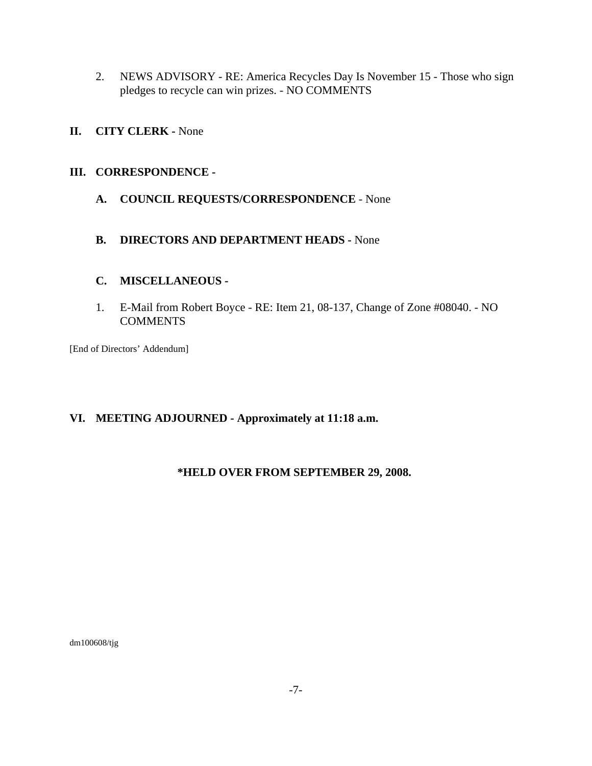2. NEWS ADVISORY - RE: America Recycles Day Is November 15 - Those who sign pledges to recycle can win prizes. - NO COMMENTS

**II. CITY CLERK -** None

**III. CORRESPONDENCE -**

**A. COUNCIL REQUESTS/CORRESPONDENCE** - None

**B. DIRECTORS AND DEPARTMENT HEADS -** None

**C. MISCELLANEOUS -**

1. E-Mail from Robert Boyce - RE: Item 21, 08-137, Change of Zone #08040. - NO COMMENTS

[End of Directors' Addendum]

**VI. MEETING ADJOURNED - Approximately at 11:18 a.m.**

**\*HELD OVER FROM SEPTEMBER 29, 2008.**

dm100608/tjg